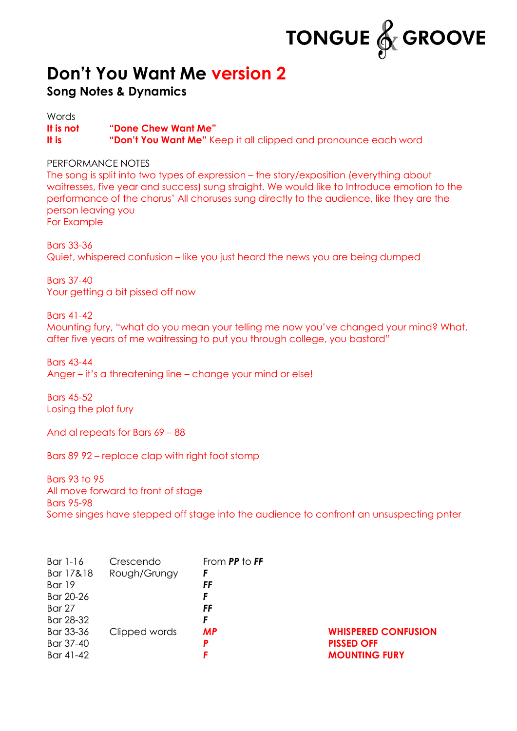TONGUE & GROOVE

# Don't You Want Me version 2

## Song Notes & Dynamics

Words

**It is not** **"Done Chew Want Me"**
**It is** **"Don't You Want Me"** Keep it all clipped and pronounce each word

PERFORMANCE NOTES

The song is split into two types of expression – the story/exposition (everything about waitresses, five year and success) sung straight. We would like to Introduce emotion to the performance of the chorus' All choruses sung directly to the audience, like they are the person leaving you

For Example

Bars 33-36
Quiet, whispered confusion – like you just heard the news you are being dumped

Bars 37-40
Your getting a bit pissed off now

Bars 41-42
Mounting fury, "what do you mean your telling me now you've changed your mind? What, after five years of me waitressing to put you through college, you bastard"

Bars 43-44
Anger – it's a threatening line – change your mind or else!

Bars 45-52
Losing the plot fury

And al repeats for Bars 69 – 88

Bars 89 92 – replace clap with right foot stomp

Bars 93 to 95
All move forward to front of stage
Bars 95-98
Some singes have stepped off stage into the audience to confront an unsuspecting pnter

| | | | |
|---|---|---|---|
| Bar 1-16 | Crescendo | From ***PP*** to ***FF*** | |
| Bar 17&18 | Rough/Grungy | ***F*** | |
| Bar 19 | | ***FF*** | |
| Bar 20-26 | | ***F*** | |
| Bar 27 | | ***FF*** | |
| Bar 28-32 | | ***F*** | |
| Bar 33-36 | Clipped words | ***MP*** | **WHISPERED CONFUSION** |
| Bar 37-40 | | ***P*** | **PISSED OFF** |
| Bar 41-42 | | ***F*** | **MOUNTING FURY** |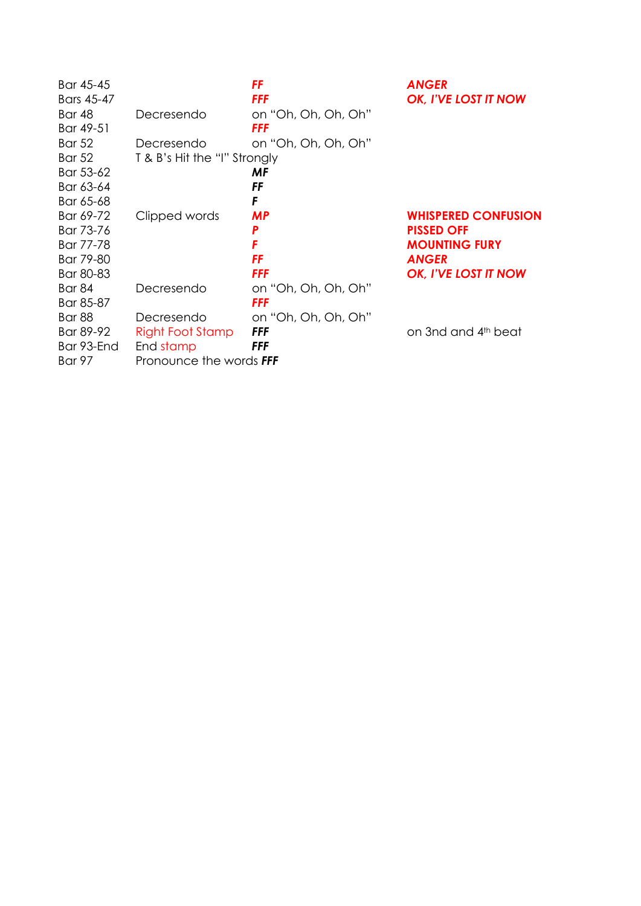| | | | |
|---|---|---|---|
| Bar 45-45 | | ***FF*** | ***ANGER*** |
| Bars 45-47 | | ***FFF*** | ***OK, I'VE LOST IT NOW*** |
| Bar 48 | Decresendo | on "Oh, Oh, Oh, Oh" | |
| Bar 49-51 | | ***FFF*** | |
| Bar 52 | Decresendo | on "Oh, Oh, Oh, Oh" | |
| Bar 52 | T & B's Hit the "I" Strongly | | |
| Bar 53-62 | | ***MF*** | |
| Bar 63-64 | | ***FF*** | |
| Bar 65-68 | | ***F*** | |
| Bar 69-72 | Clipped words | ***MP*** | **WHISPERED CONFUSION** |
| Bar 73-76 | | ***P*** | **PISSED OFF** |
| Bar 77-78 | | ***F*** | **MOUNTING FURY** |
| Bar 79-80 | | ***FF*** | ***ANGER*** |
| Bar 80-83 | | ***FFF*** | ***OK, I'VE LOST IT NOW*** |
| Bar 84 | Decresendo | on "Oh, Oh, Oh, Oh" | |
| Bar 85-87 | | ***FFF*** | |
| Bar 88 | Decresendo | on "Oh, Oh, Oh, Oh" | |
| Bar 89-92 | Right Foot Stamp | ***FFF*** | on 3nd and 4th beat |
| Bar 93-End | End stamp | ***FFF*** | |
| Bar 97 | Pronounce the words ***FFF*** | | |